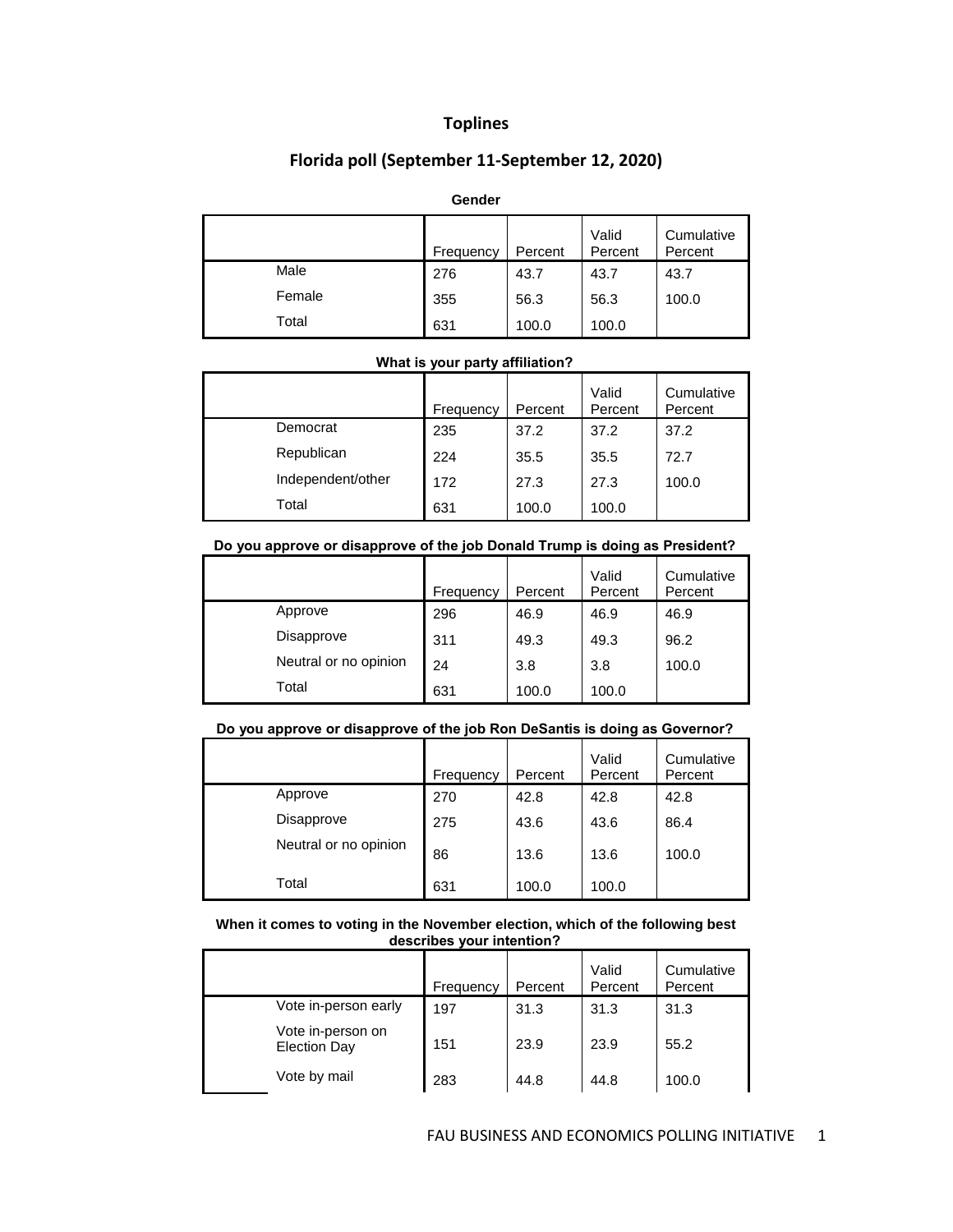# Toplines

## Florida poll (September 11-September 12, 2020)

**Gender**

| | Frequency | Percent | Valid Percent | Cumulative Percent |
|---|---|---|---|---|
| Male | 276 | 43.7 | 43.7 | 43.7 |
| Female | 355 | 56.3 | 56.3 | 100.0 |
| Total | 631 | 100.0 | 100.0 | |

**What is your party affiliation?**

| | Frequency | Percent | Valid Percent | Cumulative Percent |
|---|---|---|---|---|
| Democrat | 235 | 37.2 | 37.2 | 37.2 |
| Republican | 224 | 35.5 | 35.5 | 72.7 |
| Independent/other | 172 | 27.3 | 27.3 | 100.0 |
| Total | 631 | 100.0 | 100.0 | |

**Do you approve or disapprove of the job Donald Trump is doing as President?**

| | Frequency | Percent | Valid Percent | Cumulative Percent |
|---|---|---|---|---|
| Approve | 296 | 46.9 | 46.9 | 46.9 |
| Disapprove | 311 | 49.3 | 49.3 | 96.2 |
| Neutral or no opinion | 24 | 3.8 | 3.8 | 100.0 |
| Total | 631 | 100.0 | 100.0 | |

**Do you approve or disapprove of the job Ron DeSantis is doing as Governor?**

| | Frequency | Percent | Valid Percent | Cumulative Percent |
|---|---|---|---|---|
| Approve | 270 | 42.8 | 42.8 | 42.8 |
| Disapprove | 275 | 43.6 | 43.6 | 86.4 |
| Neutral or no opinion | 86 | 13.6 | 13.6 | 100.0 |
| Total | 631 | 100.0 | 100.0 | |

**When it comes to voting in the November election, which of the following best describes your intention?**

| | Frequency | Percent | Valid Percent | Cumulative Percent |
|---|---|---|---|---|
| Vote in-person early | 197 | 31.3 | 31.3 | 31.3 |
| Vote in-person on Election Day | 151 | 23.9 | 23.9 | 55.2 |
| Vote by mail | 283 | 44.8 | 44.8 | 100.0 |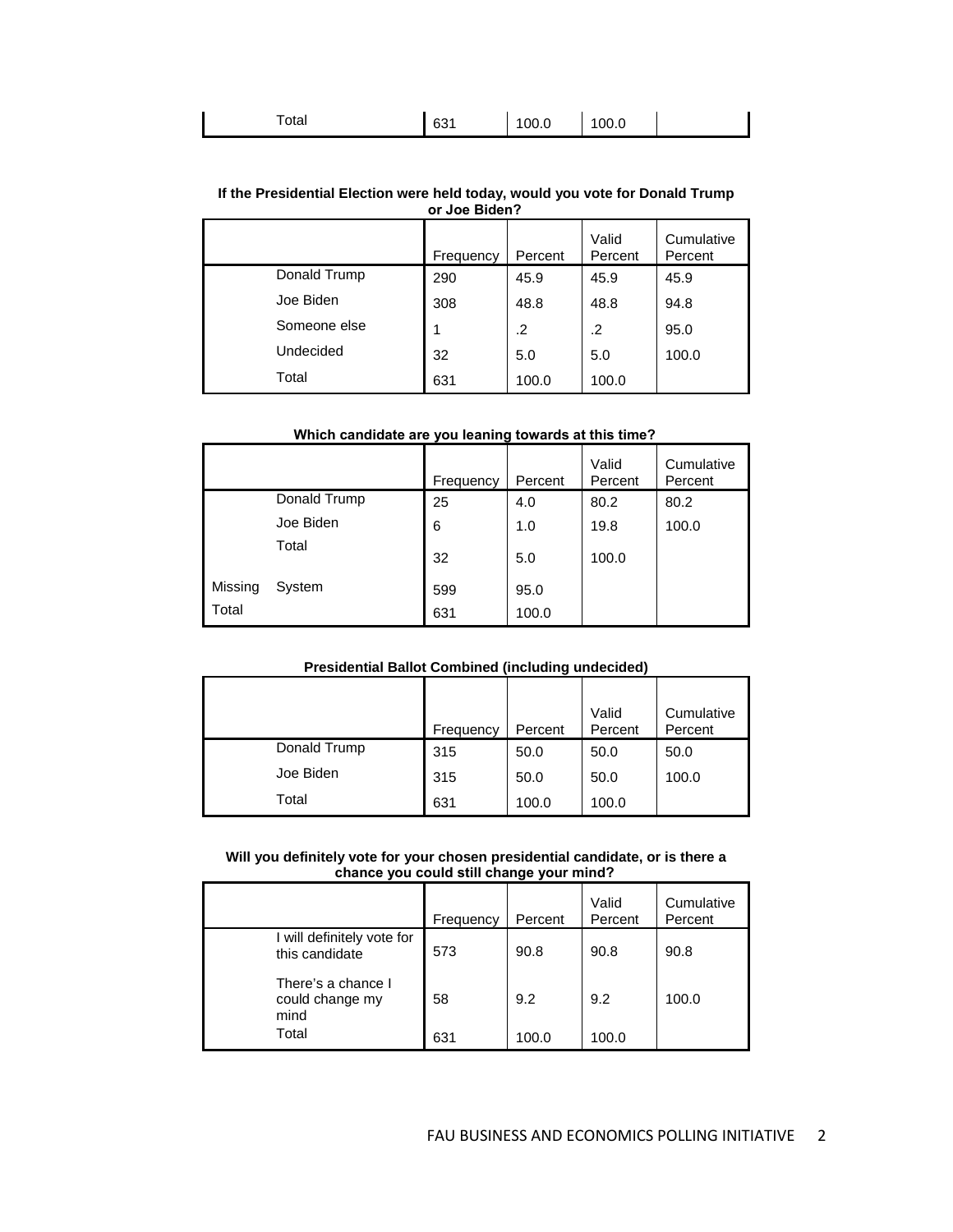| | Frequency | Percent | Valid Percent | Cumulative Percent |
|---|---|---|---|---|
| Total | 631 | 100.0 | 100.0 | |

**If the Presidential Election were held today, would you vote for Donald Trump or Joe Biden?**

| | Frequency | Percent | Valid Percent | Cumulative Percent |
|---|---|---|---|---|
| Donald Trump | 290 | 45.9 | 45.9 | 45.9 |
| Joe Biden | 308 | 48.8 | 48.8 | 94.8 |
| Someone else | 1 | .2 | .2 | 95.0 |
| Undecided | 32 | 5.0 | 5.0 | 100.0 |
| Total | 631 | 100.0 | 100.0 | |

**Which candidate are you leaning towards at this time?**

| | | Frequency | Percent | Valid Percent | Cumulative Percent |
|---|---|---|---|---|---|
| | Donald Trump | 25 | 4.0 | 80.2 | 80.2 |
| | Joe Biden | 6 | 1.0 | 19.8 | 100.0 |
| | Total | 32 | 5.0 | 100.0 | |
| Missing | System | 599 | 95.0 | | |
| Total | | 631 | 100.0 | | |

**Presidential Ballot Combined (including undecided)**

| | Frequency | Percent | Valid Percent | Cumulative Percent |
|---|---|---|---|---|
| Donald Trump | 315 | 50.0 | 50.0 | 50.0 |
| Joe Biden | 315 | 50.0 | 50.0 | 100.0 |
| Total | 631 | 100.0 | 100.0 | |

**Will you definitely vote for your chosen presidential candidate, or is there a chance you could still change your mind?**

| | Frequency | Percent | Valid Percent | Cumulative Percent |
|---|---|---|---|---|
| I will definitely vote for this candidate | 573 | 90.8 | 90.8 | 90.8 |
| There's a chance I could change my mind | 58 | 9.2 | 9.2 | 100.0 |
| Total | 631 | 100.0 | 100.0 | |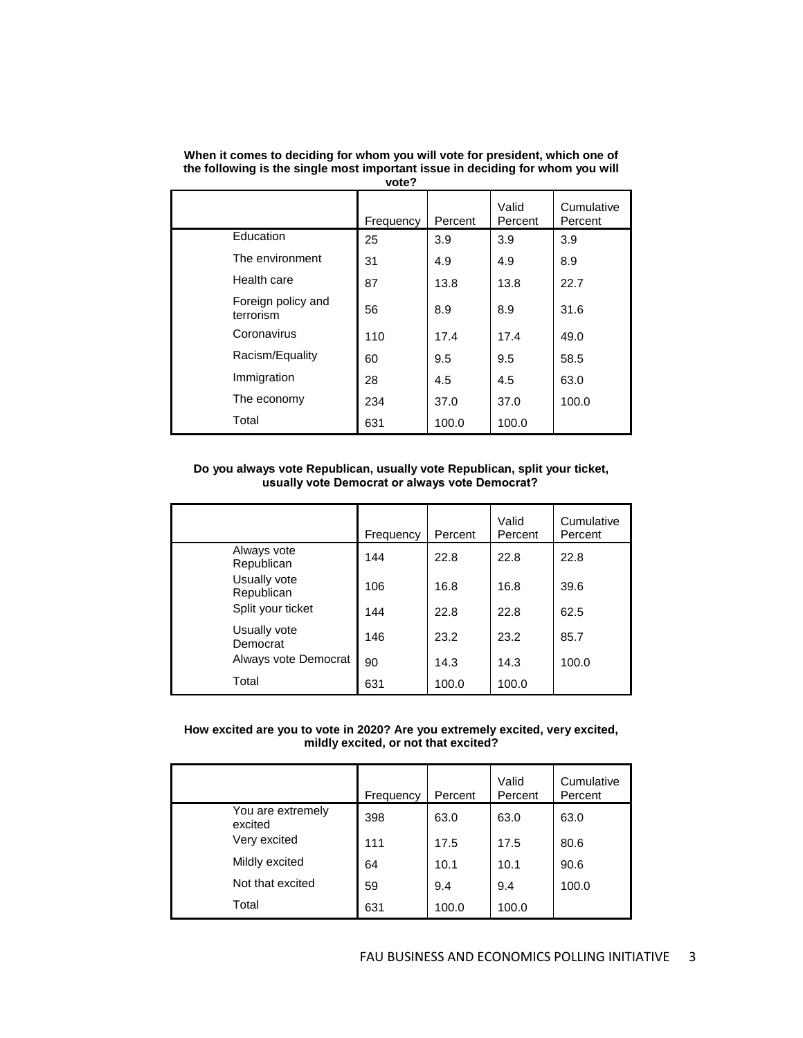**When it comes to deciding for whom you will vote for president, which one of the following is the single most important issue in deciding for whom you will vote?**

| | Frequency | Percent | Valid Percent | Cumulative Percent |
|---|---|---|---|---|
| Education | 25 | 3.9 | 3.9 | 3.9 |
| The environment | 31 | 4.9 | 4.9 | 8.9 |
| Health care | 87 | 13.8 | 13.8 | 22.7 |
| Foreign policy and terrorism | 56 | 8.9 | 8.9 | 31.6 |
| Coronavirus | 110 | 17.4 | 17.4 | 49.0 |
| Racism/Equality | 60 | 9.5 | 9.5 | 58.5 |
| Immigration | 28 | 4.5 | 4.5 | 63.0 |
| The economy | 234 | 37.0 | 37.0 | 100.0 |
| Total | 631 | 100.0 | 100.0 | |

**Do you always vote Republican, usually vote Republican, split your ticket, usually vote Democrat or always vote Democrat?**

| | Frequency | Percent | Valid Percent | Cumulative Percent |
|---|---|---|---|---|
| Always vote Republican | 144 | 22.8 | 22.8 | 22.8 |
| Usually vote Republican | 106 | 16.8 | 16.8 | 39.6 |
| Split your ticket | 144 | 22.8 | 22.8 | 62.5 |
| Usually vote Democrat | 146 | 23.2 | 23.2 | 85.7 |
| Always vote Democrat | 90 | 14.3 | 14.3 | 100.0 |
| Total | 631 | 100.0 | 100.0 | |

**How excited are you to vote in 2020? Are you extremely excited, very excited, mildly excited, or not that excited?**

| | Frequency | Percent | Valid Percent | Cumulative Percent |
|---|---|---|---|---|
| You are extremely excited | 398 | 63.0 | 63.0 | 63.0 |
| Very excited | 111 | 17.5 | 17.5 | 80.6 |
| Mildly excited | 64 | 10.1 | 10.1 | 90.6 |
| Not that excited | 59 | 9.4 | 9.4 | 100.0 |
| Total | 631 | 100.0 | 100.0 | |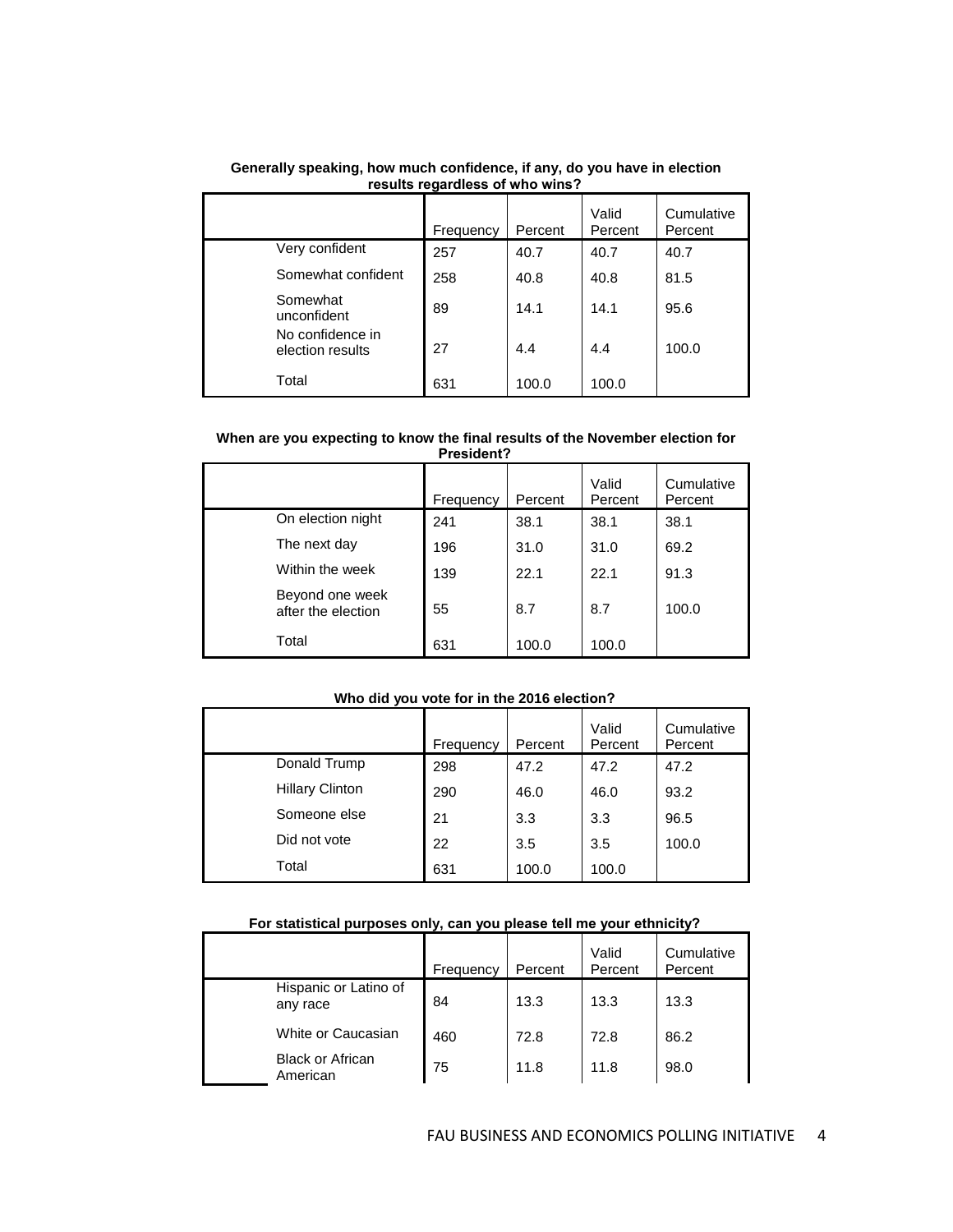**Generally speaking, how much confidence, if any, do you have in election results regardless of who wins?**

| | Frequency | Percent | Valid Percent | Cumulative Percent |
|---|---|---|---|---|
| Very confident | 257 | 40.7 | 40.7 | 40.7 |
| Somewhat confident | 258 | 40.8 | 40.8 | 81.5 |
| Somewhat unconfident | 89 | 14.1 | 14.1 | 95.6 |
| No confidence in election results | 27 | 4.4 | 4.4 | 100.0 |
| Total | 631 | 100.0 | 100.0 | |

**When are you expecting to know the final results of the November election for President?**

| | Frequency | Percent | Valid Percent | Cumulative Percent |
|---|---|---|---|---|
| On election night | 241 | 38.1 | 38.1 | 38.1 |
| The next day | 196 | 31.0 | 31.0 | 69.2 |
| Within the week | 139 | 22.1 | 22.1 | 91.3 |
| Beyond one week after the election | 55 | 8.7 | 8.7 | 100.0 |
| Total | 631 | 100.0 | 100.0 | |

**Who did you vote for in the 2016 election?**

| | Frequency | Percent | Valid Percent | Cumulative Percent |
|---|---|---|---|---|
| Donald Trump | 298 | 47.2 | 47.2 | 47.2 |
| Hillary Clinton | 290 | 46.0 | 46.0 | 93.2 |
| Someone else | 21 | 3.3 | 3.3 | 96.5 |
| Did not vote | 22 | 3.5 | 3.5 | 100.0 |
| Total | 631 | 100.0 | 100.0 | |

**For statistical purposes only, can you please tell me your ethnicity?**

| | Frequency | Percent | Valid Percent | Cumulative Percent |
|---|---|---|---|---|
| Hispanic or Latino of any race | 84 | 13.3 | 13.3 | 13.3 |
| White or Caucasian | 460 | 72.8 | 72.8 | 86.2 |
| Black or African American | 75 | 11.8 | 11.8 | 98.0 |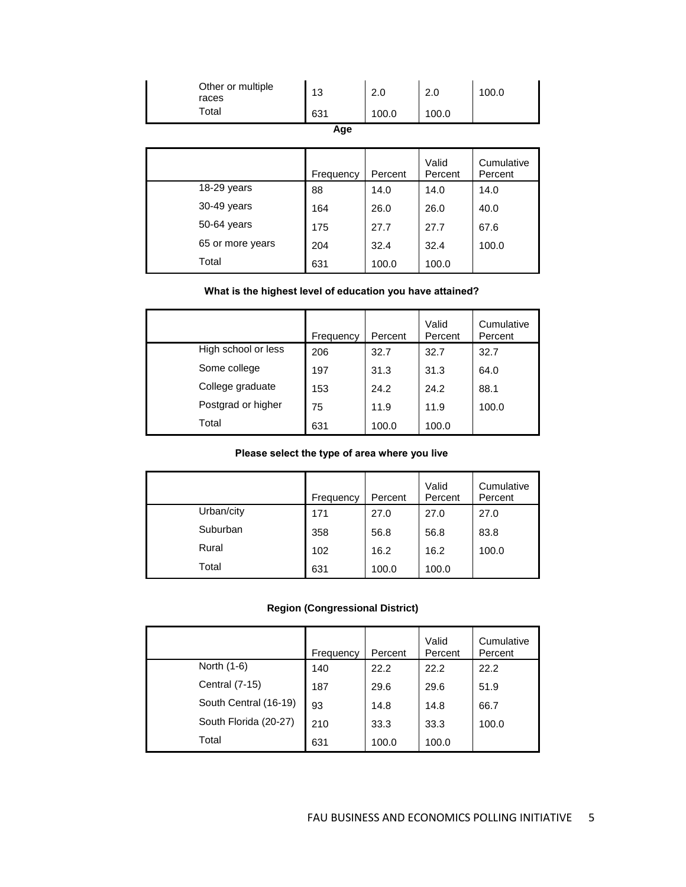| | | | | |
|---|---|---|---|---|
| Other or multiple races | 13 | 2.0 | 2.0 | 100.0 |
| Total | 631 | 100.0 | 100.0 | |

**Age**

| | Frequency | Percent | Valid Percent | Cumulative Percent |
|---|---|---|---|---|
| 18-29 years | 88 | 14.0 | 14.0 | 14.0 |
| 30-49 years | 164 | 26.0 | 26.0 | 40.0 |
| 50-64 years | 175 | 27.7 | 27.7 | 67.6 |
| 65 or more years | 204 | 32.4 | 32.4 | 100.0 |
| Total | 631 | 100.0 | 100.0 | |

**What is the highest level of education you have attained?**

| | Frequency | Percent | Valid Percent | Cumulative Percent |
|---|---|---|---|---|
| High school or less | 206 | 32.7 | 32.7 | 32.7 |
| Some college | 197 | 31.3 | 31.3 | 64.0 |
| College graduate | 153 | 24.2 | 24.2 | 88.1 |
| Postgrad or higher | 75 | 11.9 | 11.9 | 100.0 |
| Total | 631 | 100.0 | 100.0 | |

**Please select the type of area where you live**

| | Frequency | Percent | Valid Percent | Cumulative Percent |
|---|---|---|---|---|
| Urban/city | 171 | 27.0 | 27.0 | 27.0 |
| Suburban | 358 | 56.8 | 56.8 | 83.8 |
| Rural | 102 | 16.2 | 16.2 | 100.0 |
| Total | 631 | 100.0 | 100.0 | |

**Region (Congressional District)**

| | Frequency | Percent | Valid Percent | Cumulative Percent |
|---|---|---|---|---|
| North (1-6) | 140 | 22.2 | 22.2 | 22.2 |
| Central (7-15) | 187 | 29.6 | 29.6 | 51.9 |
| South Central (16-19) | 93 | 14.8 | 14.8 | 66.7 |
| South Florida (20-27) | 210 | 33.3 | 33.3 | 100.0 |
| Total | 631 | 100.0 | 100.0 | |